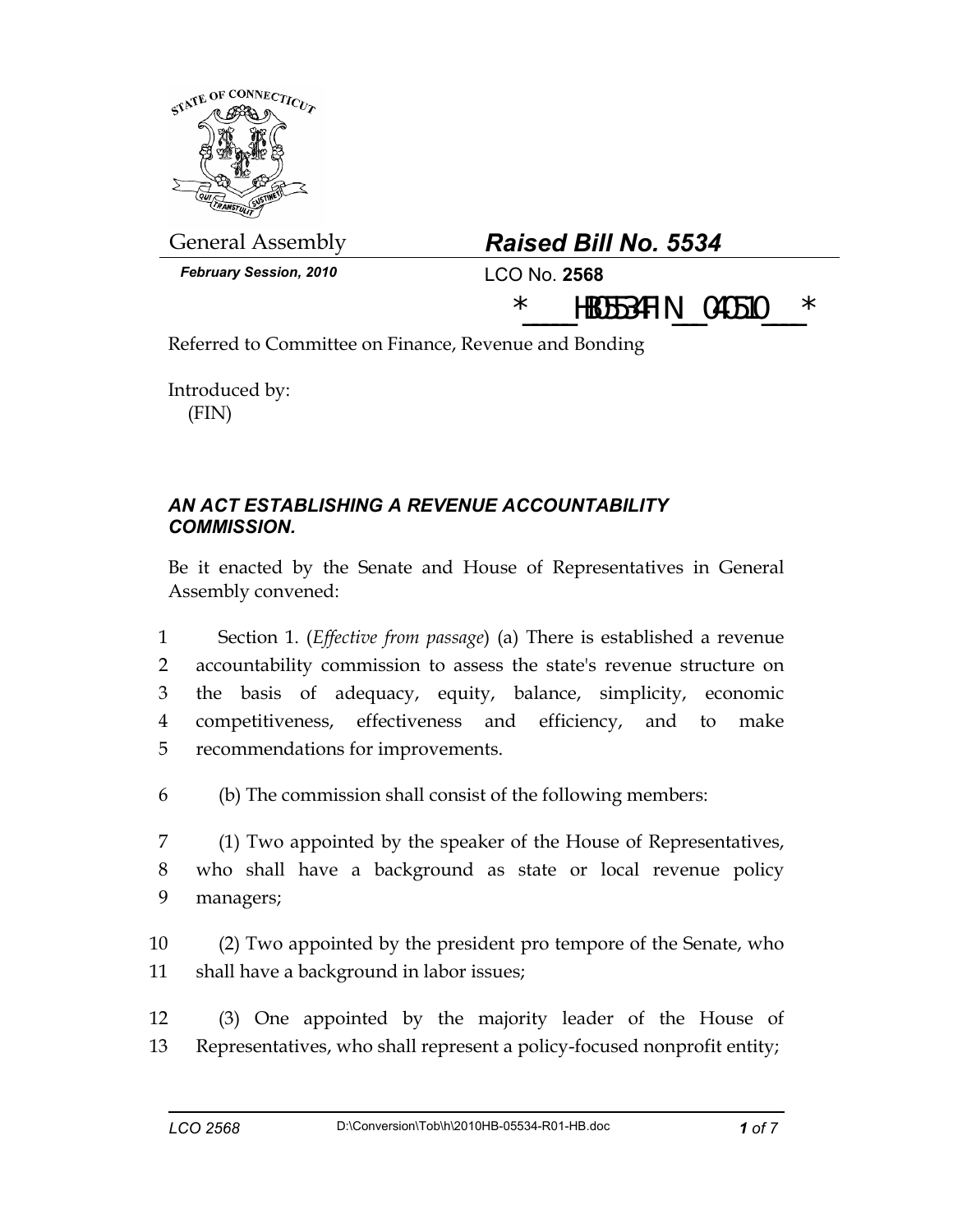General Assembly

*February Session, 2010*

## *Raised Bill No. 5534*

LCO No. **2568**

*_____HB05534FIN___040510____*

Referred to Committee on Finance, Revenue and Bonding

Introduced by:
(FIN)

### *AN ACT ESTABLISHING A REVENUE ACCOUNTABILITY COMMISSION.*

Be it enacted by the Senate and House of Representatives in General Assembly convened:

1 Section 1. (*Effective from passage*) (a) There is established a revenue
2 accountability commission to assess the state's revenue structure on
3 the basis of adequacy, equity, balance, simplicity, economic
4 competitiveness, effectiveness and efficiency, and to make
5 recommendations for improvements.

6 (b) The commission shall consist of the following members:

7 (1) Two appointed by the speaker of the House of Representatives,
8 who shall have a background as state or local revenue policy
9 managers;

10 (2) Two appointed by the president pro tempore of the Senate, who
11 shall have a background in labor issues;

12 (3) One appointed by the majority leader of the House of
13 Representatives, who shall represent a policy-focused nonprofit entity;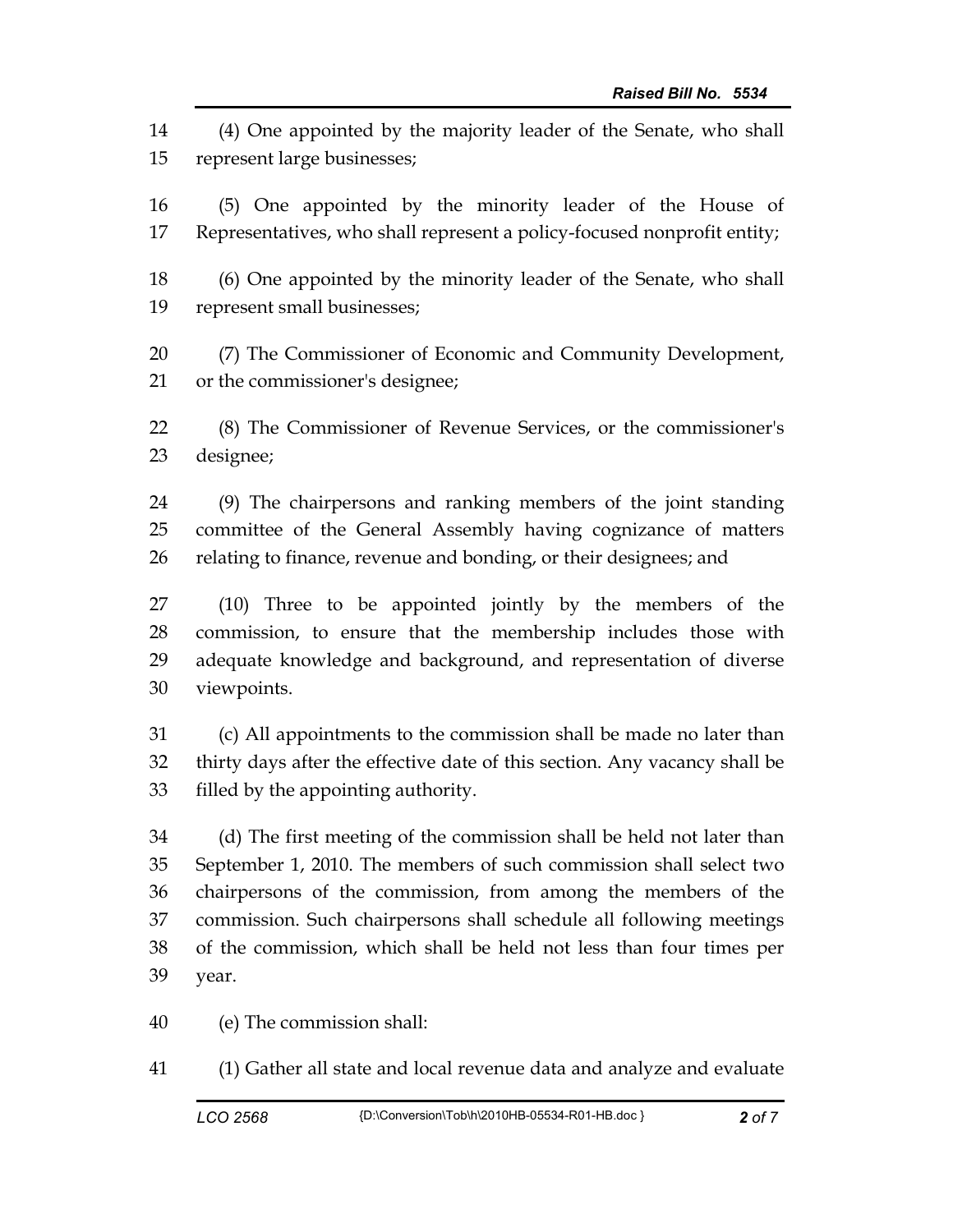(4) One appointed by the majority leader of the Senate, who shall represent large businesses;

(5) One appointed by the minority leader of the House of Representatives, who shall represent a policy-focused nonprofit entity;

(6) One appointed by the minority leader of the Senate, who shall represent small businesses;

(7) The Commissioner of Economic and Community Development, or the commissioner's designee;

(8) The Commissioner of Revenue Services, or the commissioner's designee;

(9) The chairpersons and ranking members of the joint standing committee of the General Assembly having cognizance of matters relating to finance, revenue and bonding, or their designees; and

(10) Three to be appointed jointly by the members of the commission, to ensure that the membership includes those with adequate knowledge and background, and representation of diverse viewpoints.

(c) All appointments to the commission shall be made no later than thirty days after the effective date of this section. Any vacancy shall be filled by the appointing authority.

(d) The first meeting of the commission shall be held not later than September 1, 2010. The members of such commission shall select two chairpersons of the commission, from among the members of the commission. Such chairpersons shall schedule all following meetings of the commission, which shall be held not less than four times per year.

(e) The commission shall:

(1) Gather all state and local revenue data and analyze and evaluate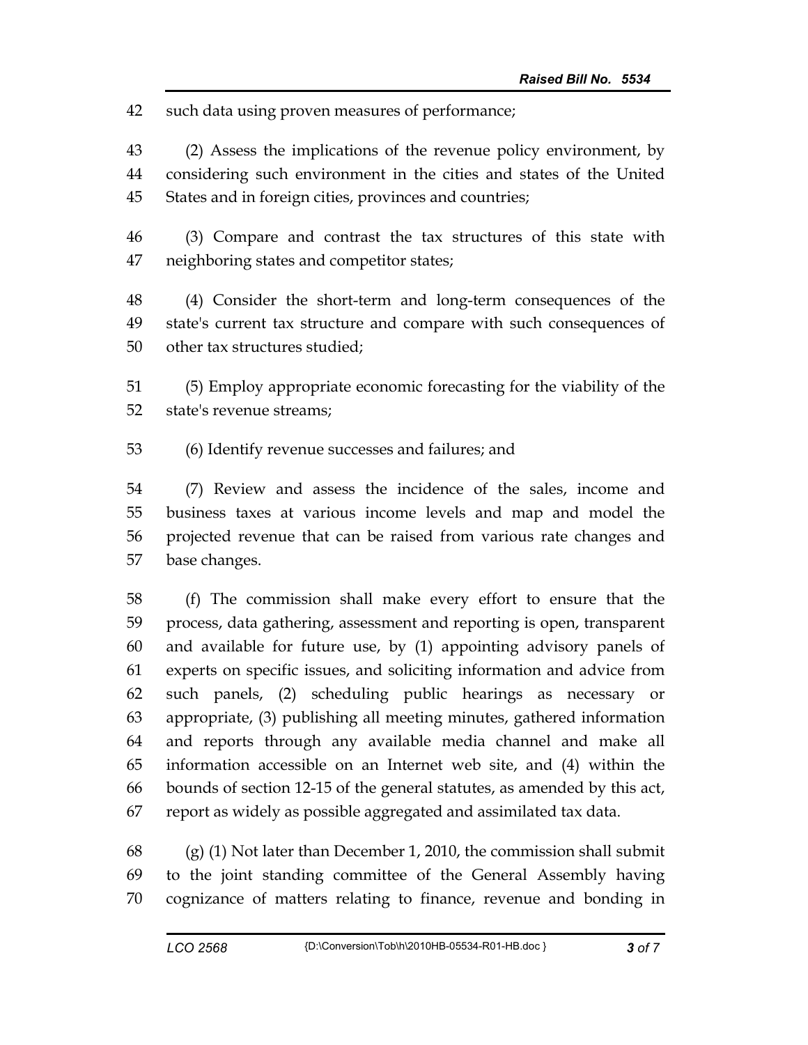such data using proven measures of performance;

(2) Assess the implications of the revenue policy environment, by considering such environment in the cities and states of the United States and in foreign cities, provinces and countries;

(3) Compare and contrast the tax structures of this state with neighboring states and competitor states;

(4) Consider the short-term and long-term consequences of the state's current tax structure and compare with such consequences of other tax structures studied;

(5) Employ appropriate economic forecasting for the viability of the state's revenue streams;

(6) Identify revenue successes and failures; and

(7) Review and assess the incidence of the sales, income and business taxes at various income levels and map and model the projected revenue that can be raised from various rate changes and base changes.

(f) The commission shall make every effort to ensure that the process, data gathering, assessment and reporting is open, transparent and available for future use, by (1) appointing advisory panels of experts on specific issues, and soliciting information and advice from such panels, (2) scheduling public hearings as necessary or appropriate, (3) publishing all meeting minutes, gathered information and reports through any available media channel and make all information accessible on an Internet web site, and (4) within the bounds of section 12-15 of the general statutes, as amended by this act, report as widely as possible aggregated and assimilated tax data.

(g) (1) Not later than December 1, 2010, the commission shall submit to the joint standing committee of the General Assembly having cognizance of matters relating to finance, revenue and bonding in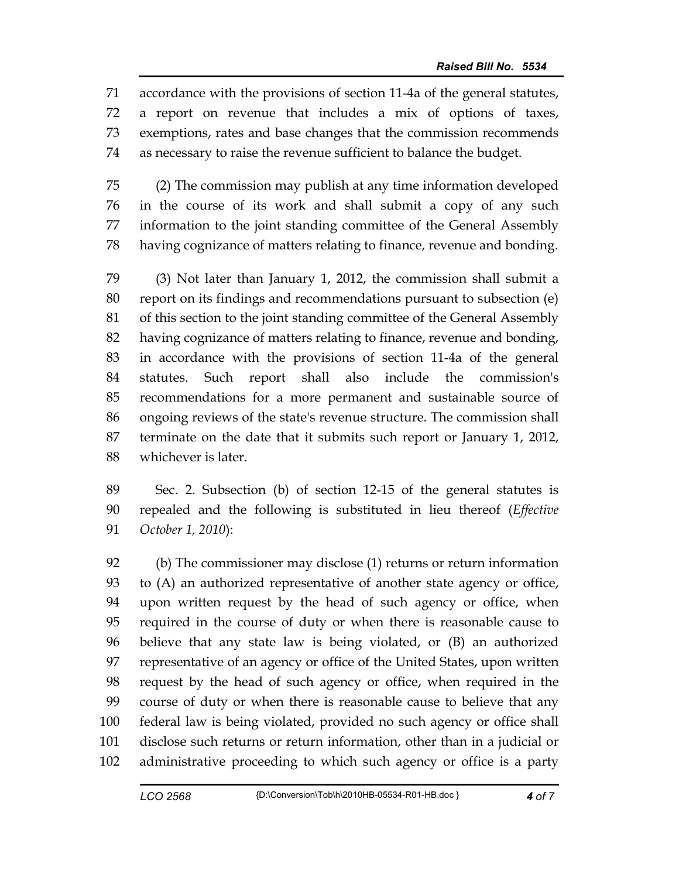accordance with the provisions of section 11-4a of the general statutes, a report on revenue that includes a mix of options of taxes, exemptions, rates and base changes that the commission recommends as necessary to raise the revenue sufficient to balance the budget.

(2) The commission may publish at any time information developed in the course of its work and shall submit a copy of any such information to the joint standing committee of the General Assembly having cognizance of matters relating to finance, revenue and bonding.

(3) Not later than January 1, 2012, the commission shall submit a report on its findings and recommendations pursuant to subsection (e) of this section to the joint standing committee of the General Assembly having cognizance of matters relating to finance, revenue and bonding, in accordance with the provisions of section 11-4a of the general statutes. Such report shall also include the commission's recommendations for a more permanent and sustainable source of ongoing reviews of the state's revenue structure. The commission shall terminate on the date that it submits such report or January 1, 2012, whichever is later.

Sec. 2. Subsection (b) of section 12-15 of the general statutes is repealed and the following is substituted in lieu thereof (*Effective October 1, 2010*):

(b) The commissioner may disclose (1) returns or return information to (A) an authorized representative of another state agency or office, upon written request by the head of such agency or office, when required in the course of duty or when there is reasonable cause to believe that any state law is being violated, or (B) an authorized representative of an agency or office of the United States, upon written request by the head of such agency or office, when required in the course of duty or when there is reasonable cause to believe that any federal law is being violated, provided no such agency or office shall disclose such returns or return information, other than in a judicial or administrative proceeding to which such agency or office is a party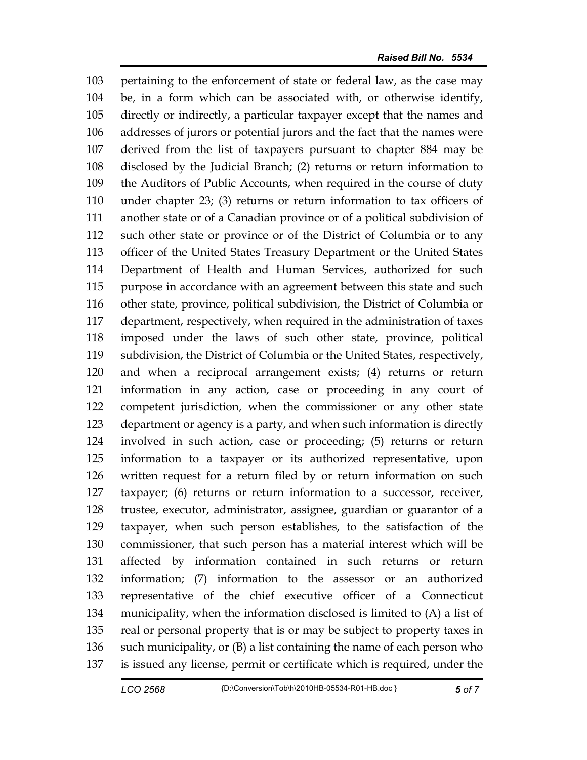103 pertaining to the enforcement of state or federal law, as the case may
104 be, in a form which can be associated with, or otherwise identify,
105 directly or indirectly, a particular taxpayer except that the names and
106 addresses of jurors or potential jurors and the fact that the names were
107 derived from the list of taxpayers pursuant to chapter 884 may be
108 disclosed by the Judicial Branch; (2) returns or return information to
109 the Auditors of Public Accounts, when required in the course of duty
110 under chapter 23; (3) returns or return information to tax officers of
111 another state or of a Canadian province or of a political subdivision of
112 such other state or province or of the District of Columbia or to any
113 officer of the United States Treasury Department or the United States
114 Department of Health and Human Services, authorized for such
115 purpose in accordance with an agreement between this state and such
116 other state, province, political subdivision, the District of Columbia or
117 department, respectively, when required in the administration of taxes
118 imposed under the laws of such other state, province, political
119 subdivision, the District of Columbia or the United States, respectively,
120 and when a reciprocal arrangement exists; (4) returns or return
121 information in any action, case or proceeding in any court of
122 competent jurisdiction, when the commissioner or any other state
123 department or agency is a party, and when such information is directly
124 involved in such action, case or proceeding; (5) returns or return
125 information to a taxpayer or its authorized representative, upon
126 written request for a return filed by or return information on such
127 taxpayer; (6) returns or return information to a successor, receiver,
128 trustee, executor, administrator, assignee, guardian or guarantor of a
129 taxpayer, when such person establishes, to the satisfaction of the
130 commissioner, that such person has a material interest which will be
131 affected by information contained in such returns or return
132 information; (7) information to the assessor or an authorized
133 representative of the chief executive officer of a Connecticut
134 municipality, when the information disclosed is limited to (A) a list of
135 real or personal property that is or may be subject to property taxes in
136 such municipality, or (B) a list containing the name of each person who
137 is issued any license, permit or certificate which is required, under the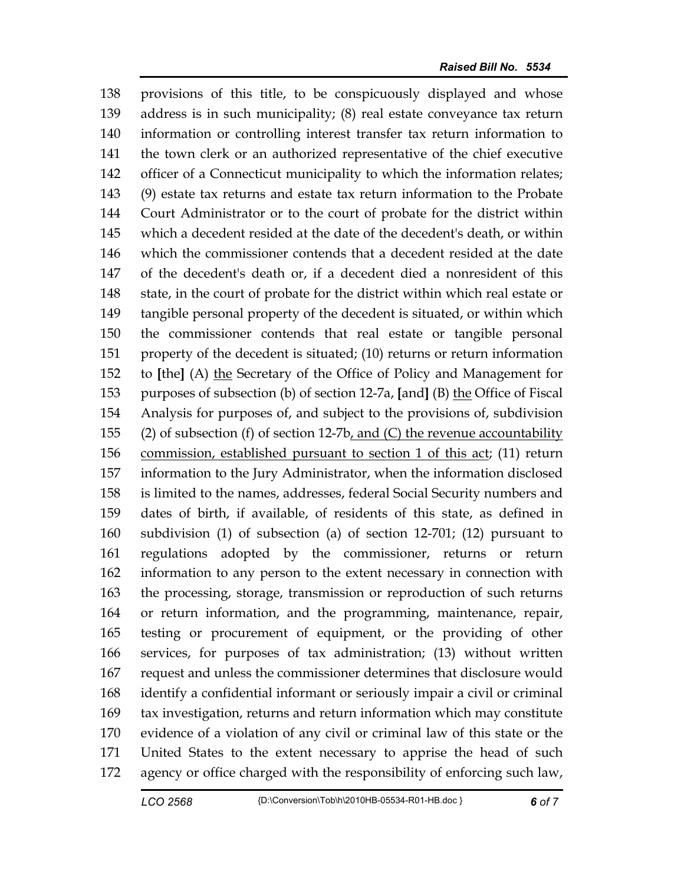provisions of this title, to be conspicuously displayed and whose address is in such municipality; (8) real estate conveyance tax return information or controlling interest transfer tax return information to the town clerk or an authorized representative of the chief executive officer of a Connecticut municipality to which the information relates; (9) estate tax returns and estate tax return information to the Probate Court Administrator or to the court of probate for the district within which a decedent resided at the date of the decedent's death, or within which the commissioner contends that a decedent resided at the date of the decedent's death or, if a decedent died a nonresident of this state, in the court of probate for the district within which real estate or tangible personal property of the decedent is situated, or within which the commissioner contends that real estate or tangible personal property of the decedent is situated; (10) returns or return information to **[**the**]** (A) <u>the</u> Secretary of the Office of Policy and Management for purposes of subsection (b) of section 12-7a, **[**and**]** (B) <u>the</u> Office of Fiscal Analysis for purposes of, and subject to the provisions of, subdivision (2) of subsection (f) of section 12-7b<u>, and (C) the revenue accountability commission, established pursuant to section 1 of this act</u>; (11) return information to the Jury Administrator, when the information disclosed is limited to the names, addresses, federal Social Security numbers and dates of birth, if available, of residents of this state, as defined in subdivision (1) of subsection (a) of section 12-701; (12) pursuant to regulations adopted by the commissioner, returns or return information to any person to the extent necessary in connection with the processing, storage, transmission or reproduction of such returns or return information, and the programming, maintenance, repair, testing or procurement of equipment, or the providing of other services, for purposes of tax administration; (13) without written request and unless the commissioner determines that disclosure would identify a confidential informant or seriously impair a civil or criminal tax investigation, returns and return information which may constitute evidence of a violation of any civil or criminal law of this state or the United States to the extent necessary to apprise the head of such agency or office charged with the responsibility of enforcing such law,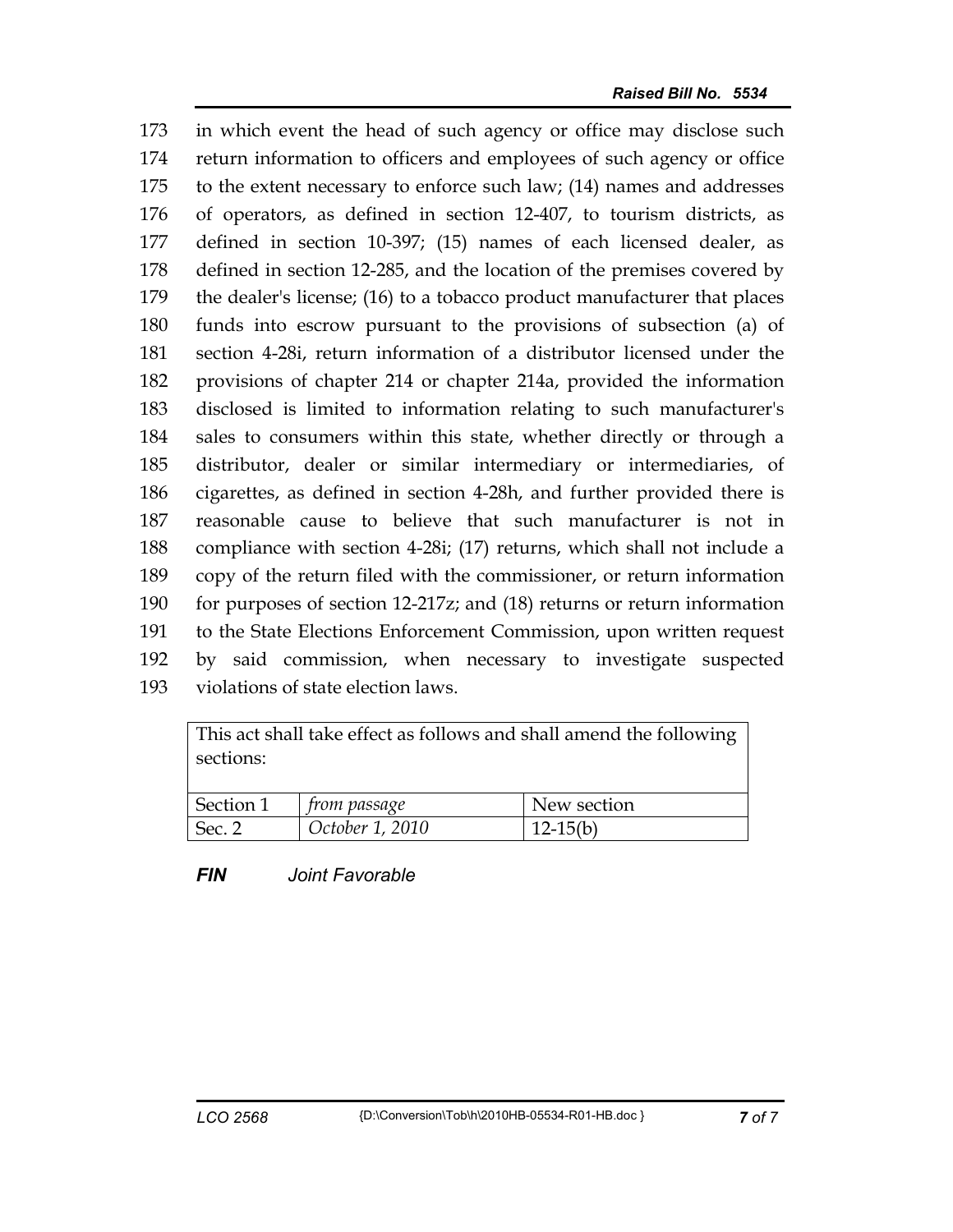in which event the head of such agency or office may disclose such return information to officers and employees of such agency or office to the extent necessary to enforce such law; (14) names and addresses of operators, as defined in section 12-407, to tourism districts, as defined in section 10-397; (15) names of each licensed dealer, as defined in section 12-285, and the location of the premises covered by the dealer's license; (16) to a tobacco product manufacturer that places funds into escrow pursuant to the provisions of subsection (a) of section 4-28i, return information of a distributor licensed under the provisions of chapter 214 or chapter 214a, provided the information disclosed is limited to information relating to such manufacturer's sales to consumers within this state, whether directly or through a distributor, dealer or similar intermediary or intermediaries, of cigarettes, as defined in section 4-28h, and further provided there is reasonable cause to believe that such manufacturer is not in compliance with section 4-28i; (17) returns, which shall not include a copy of the return filed with the commissioner, or return information for purposes of section 12-217z; and (18) returns or return information to the State Elections Enforcement Commission, upon written request by said commission, when necessary to investigate suspected violations of state election laws.

| This act shall take effect as follows and shall amend the following sections: | | |
|---|---|---|
| Section 1 | *from passage* | New section |
| Sec. 2 | *October 1, 2010* | 12-15(b) |

***FIN*** *Joint Favorable*